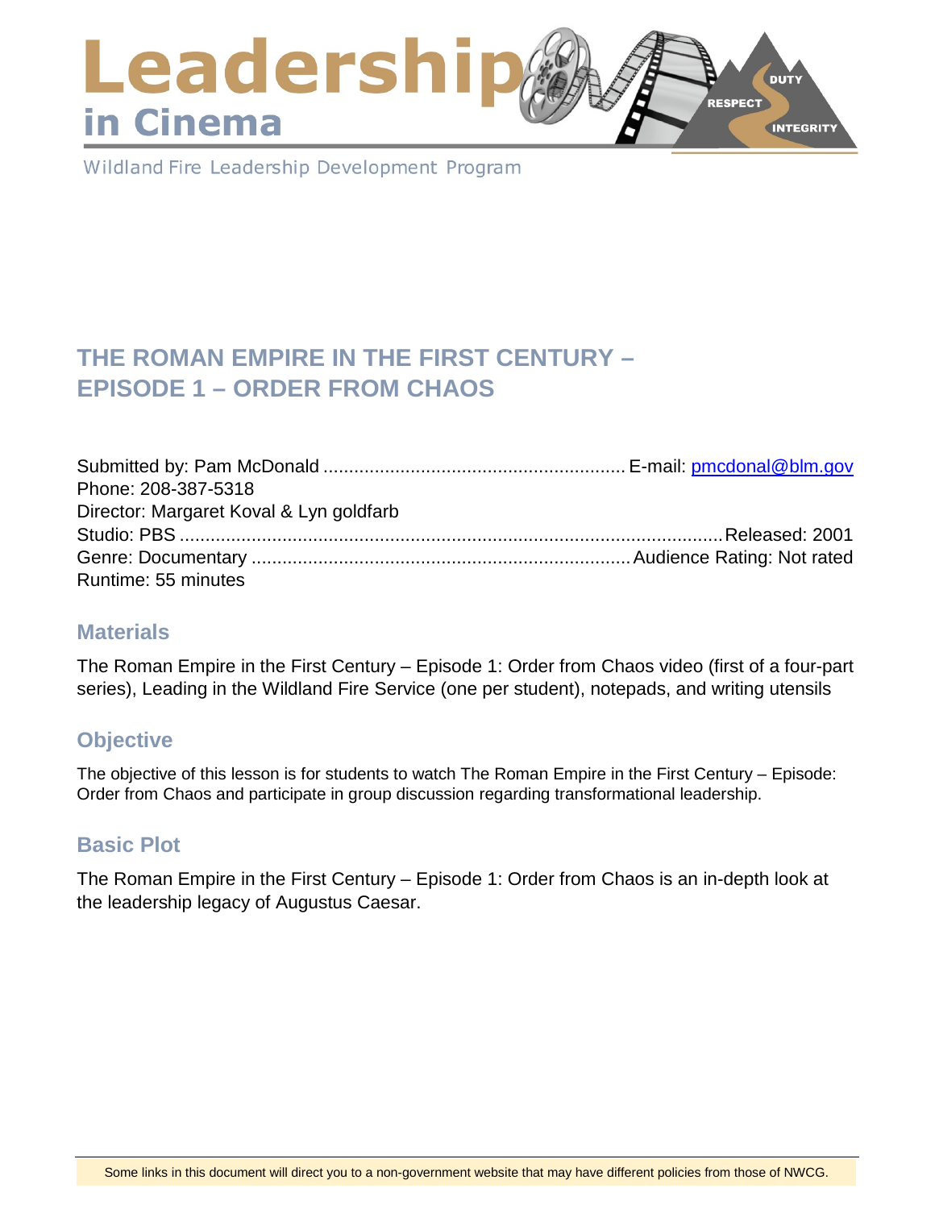# Leadership in Cinema

Wildland Fire Leadership Development Program

## THE ROMAN EMPIRE IN THE FIRST CENTURY – EPISODE 1 – ORDER FROM CHAOS

Submitted by: Pam McDonald ........................................................ E-mail: pmcdonal@blm.gov
Phone: 208-387-5318
Director: Margaret Koval & Lyn goldfarb
Studio: PBS ........................................................................................................ Released: 2001
Genre: Documentary ........................................................................ Audience Rating: Not rated
Runtime: 55 minutes

### Materials

The Roman Empire in the First Century – Episode 1: Order from Chaos video (first of a four-part series), Leading in the Wildland Fire Service (one per student), notepads, and writing utensils

### Objective

The objective of this lesson is for students to watch The Roman Empire in the First Century – Episode: Order from Chaos and participate in group discussion regarding transformational leadership.

### Basic Plot

The Roman Empire in the First Century – Episode 1: Order from Chaos is an in-depth look at the leadership legacy of Augustus Caesar.

Some links in this document will direct you to a non-government website that may have different policies from those of NWCG.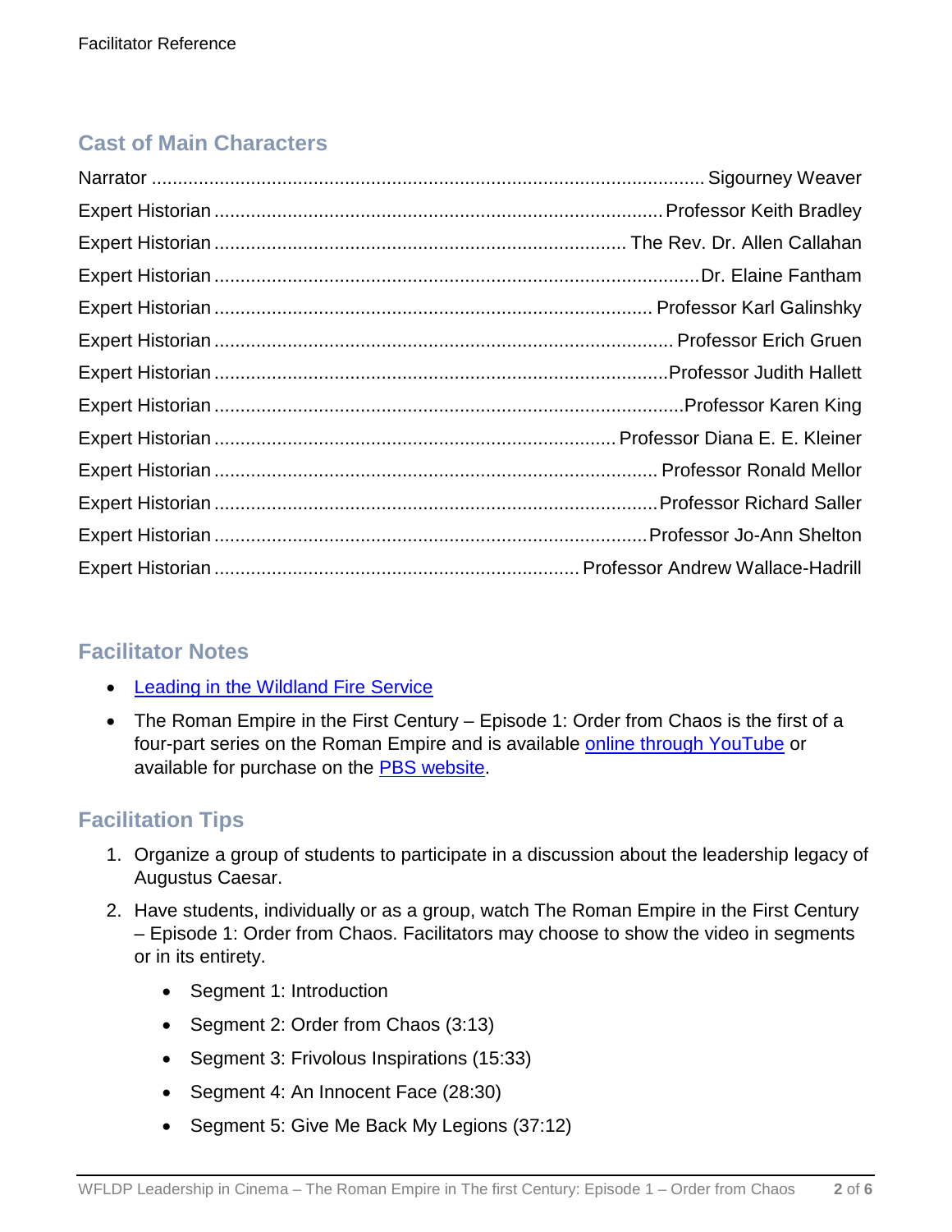## Cast of Main Characters

| Role | Name |
| --- | --- |
| Narrator | Sigourney Weaver |
| Expert Historian | Professor Keith Bradley |
| Expert Historian | The Rev. Dr. Allen Callahan |
| Expert Historian | Dr. Elaine Fantham |
| Expert Historian | Professor Karl Galinshky |
| Expert Historian | Professor Erich Gruen |
| Expert Historian | Professor Judith Hallett |
| Expert Historian | Professor Karen King |
| Expert Historian | Professor Diana E. E. Kleiner |
| Expert Historian | Professor Ronald Mellor |
| Expert Historian | Professor Richard Saller |
| Expert Historian | Professor Jo-Ann Shelton |
| Expert Historian | Professor Andrew Wallace-Hadrill |

## Facilitator Notes

- Leading in the Wildland Fire Service
- The Roman Empire in the First Century – Episode 1: Order from Chaos is the first of a four-part series on the Roman Empire and is available online through YouTube or available for purchase on the PBS website.

## Facilitation Tips

1. Organize a group of students to participate in a discussion about the leadership legacy of Augustus Caesar.
2. Have students, individually or as a group, watch The Roman Empire in the First Century – Episode 1: Order from Chaos. Facilitators may choose to show the video in segments or in its entirety.
   - Segment 1: Introduction
   - Segment 2: Order from Chaos (3:13)
   - Segment 3: Frivolous Inspirations (15:33)
   - Segment 4: An Innocent Face (28:30)
   - Segment 5: Give Me Back My Legions (37:12)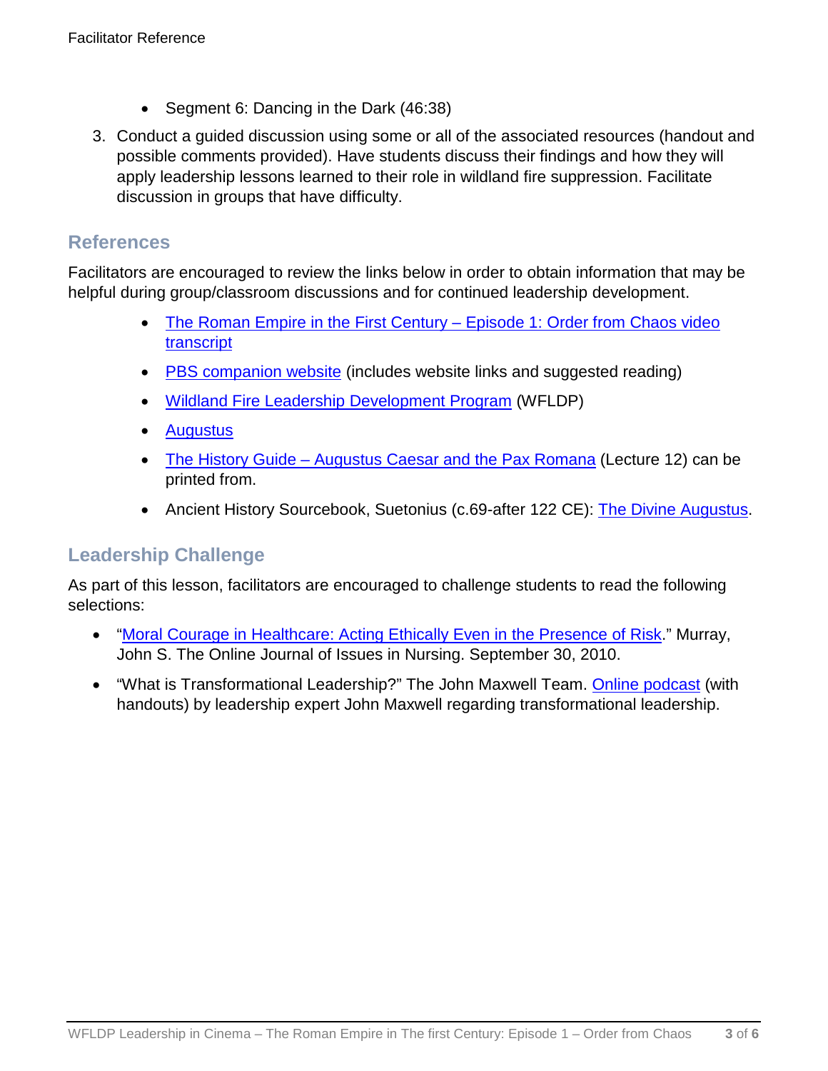- Segment 6: Dancing in the Dark (46:38)

3. Conduct a guided discussion using some or all of the associated resources (handout and possible comments provided). Have students discuss their findings and how they will apply leadership lessons learned to their role in wildland fire suppression. Facilitate discussion in groups that have difficulty.

## References

Facilitators are encouraged to review the links below in order to obtain information that may be helpful during group/classroom discussions and for continued leadership development.

- The Roman Empire in the First Century – Episode 1: Order from Chaos video transcript
- PBS companion website (includes website links and suggested reading)
- Wildland Fire Leadership Development Program (WFLDP)
- Augustus
- The History Guide – Augustus Caesar and the Pax Romana (Lecture 12) can be printed from.
- Ancient History Sourcebook, Suetonius (c.69-after 122 CE): The Divine Augustus.

## Leadership Challenge

As part of this lesson, facilitators are encouraged to challenge students to read the following selections:

- "Moral Courage in Healthcare: Acting Ethically Even in the Presence of Risk." Murray, John S. The Online Journal of Issues in Nursing. September 30, 2010.
- "What is Transformational Leadership?" The John Maxwell Team. Online podcast (with handouts) by leadership expert John Maxwell regarding transformational leadership.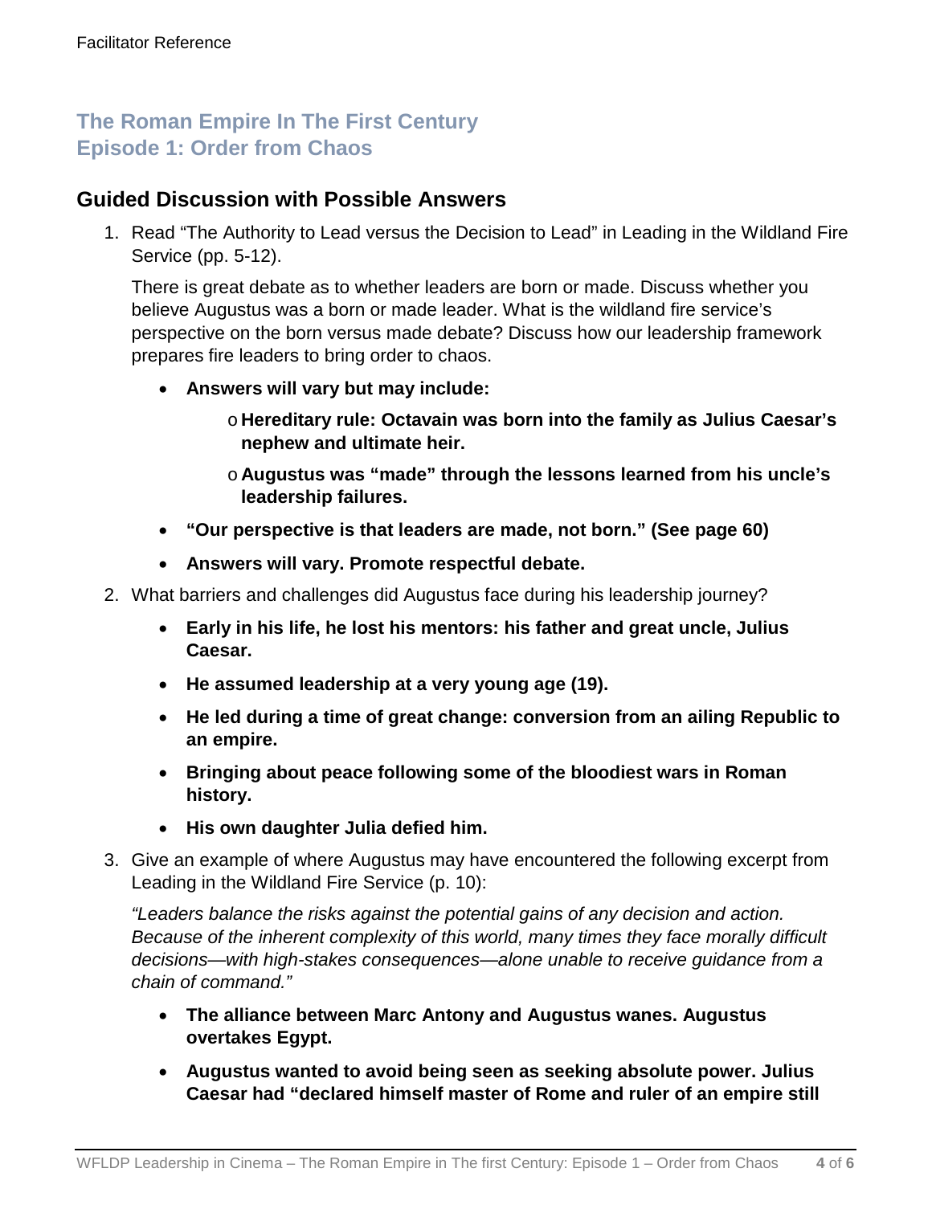## The Roman Empire In The First Century
## Episode 1: Order from Chaos

### Guided Discussion with Possible Answers

1. Read "The Authority to Lead versus the Decision to Lead" in Leading in the Wildland Fire Service (pp. 5-12).

   There is great debate as to whether leaders are born or made. Discuss whether you believe Augustus was a born or made leader. What is the wildland fire service's perspective on the born versus made debate? Discuss how our leadership framework prepares fire leaders to bring order to chaos.

   - **Answers will vary but may include:**
     - **Hereditary rule: Octavain was born into the family as Julius Caesar's nephew and ultimate heir.**
     - **Augustus was "made" through the lessons learned from his uncle's leadership failures.**
   - **"Our perspective is that leaders are made, not born." (See page 60)**
   - **Answers will vary. Promote respectful debate.**

2. What barriers and challenges did Augustus face during his leadership journey?

   - **Early in his life, he lost his mentors: his father and great uncle, Julius Caesar.**
   - **He assumed leadership at a very young age (19).**
   - **He led during a time of great change: conversion from an ailing Republic to an empire.**
   - **Bringing about peace following some of the bloodiest wars in Roman history.**
   - **His own daughter Julia defied him.**

3. Give an example of where Augustus may have encountered the following excerpt from Leading in the Wildland Fire Service (p. 10):

   *"Leaders balance the risks against the potential gains of any decision and action. Because of the inherent complexity of this world, many times they face morally difficult decisions—with high-stakes consequences—alone unable to receive guidance from a chain of command."*

   - **The alliance between Marc Antony and Augustus wanes. Augustus overtakes Egypt.**
   - **Augustus wanted to avoid being seen as seeking absolute power. Julius Caesar had "declared himself master of Rome and ruler of an empire still**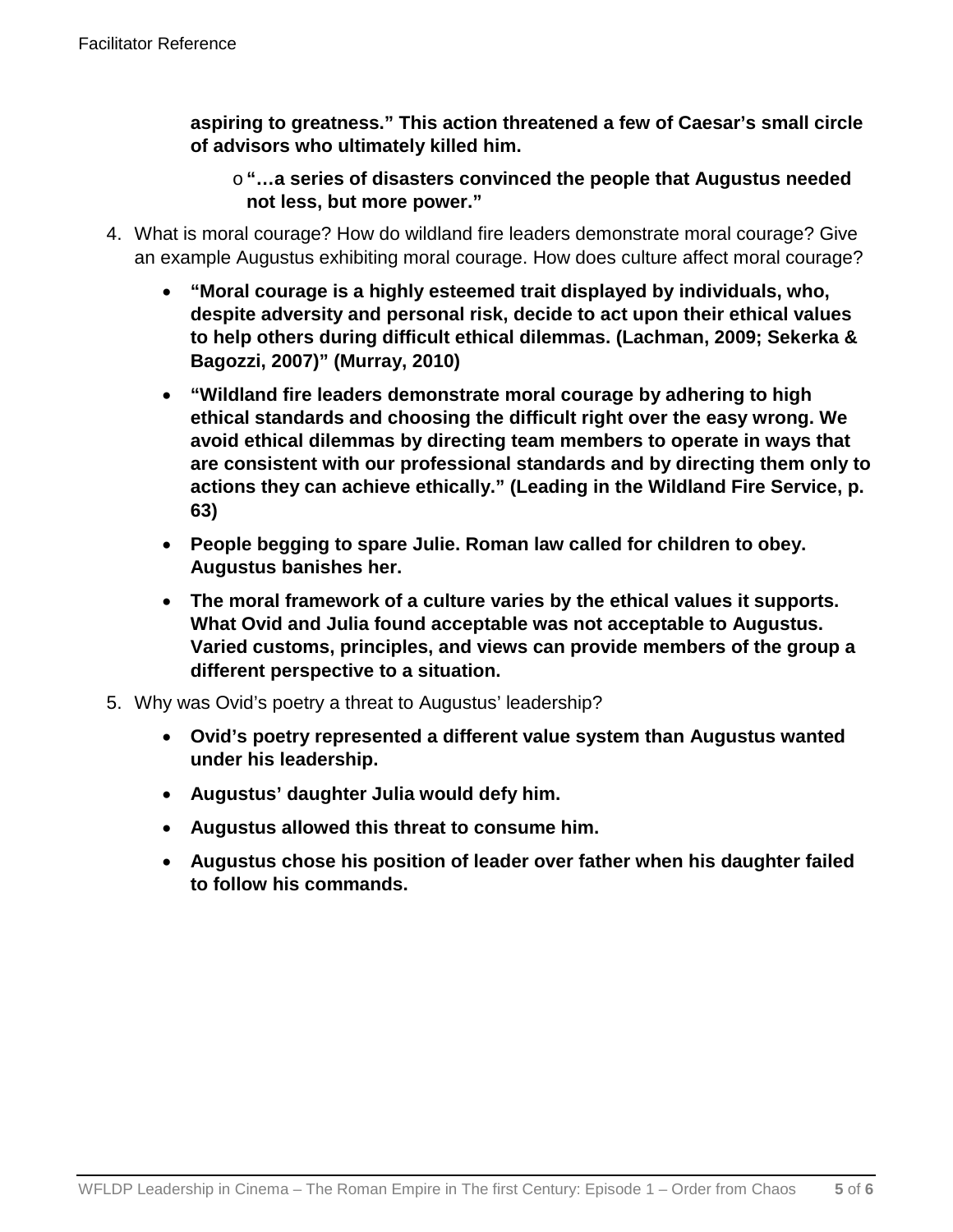**aspiring to greatness." This action threatened a few of Caesar's small circle of advisors who ultimately killed him.**

- **"…a series of disasters convinced the people that Augustus needed not less, but more power."**

4. What is moral courage? How do wildland fire leaders demonstrate moral courage? Give an example Augustus exhibiting moral courage. How does culture affect moral courage?
   - **"Moral courage is a highly esteemed trait displayed by individuals, who, despite adversity and personal risk, decide to act upon their ethical values to help others during difficult ethical dilemmas. (Lachman, 2009; Sekerka & Bagozzi, 2007)" (Murray, 2010)**
   - **"Wildland fire leaders demonstrate moral courage by adhering to high ethical standards and choosing the difficult right over the easy wrong. We avoid ethical dilemmas by directing team members to operate in ways that are consistent with our professional standards and by directing them only to actions they can achieve ethically." (Leading in the Wildland Fire Service, p. 63)**
   - **People begging to spare Julie. Roman law called for children to obey. Augustus banishes her.**
   - **The moral framework of a culture varies by the ethical values it supports. What Ovid and Julia found acceptable was not acceptable to Augustus. Varied customs, principles, and views can provide members of the group a different perspective to a situation.**
5. Why was Ovid's poetry a threat to Augustus' leadership?
   - **Ovid's poetry represented a different value system than Augustus wanted under his leadership.**
   - **Augustus' daughter Julia would defy him.**
   - **Augustus allowed this threat to consume him.**
   - **Augustus chose his position of leader over father when his daughter failed to follow his commands.**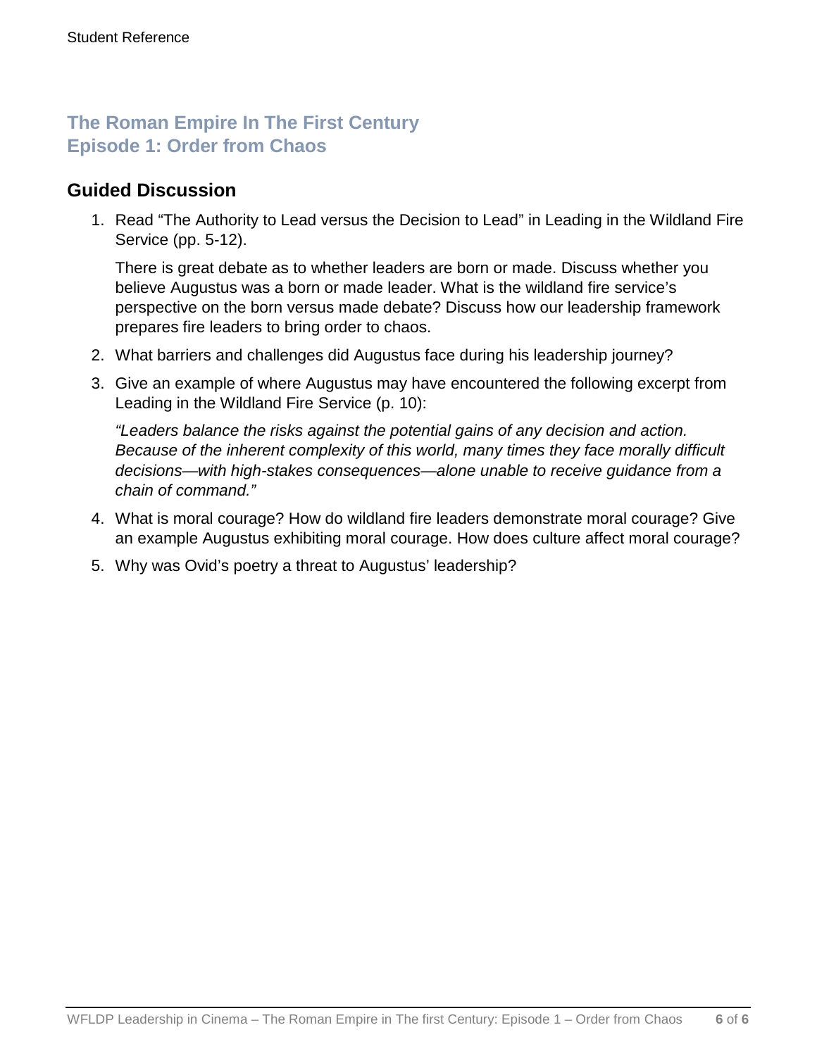## The Roman Empire In The First Century
## Episode 1: Order from Chaos

### Guided Discussion

1. Read "The Authority to Lead versus the Decision to Lead" in Leading in the Wildland Fire Service (pp. 5-12).

   There is great debate as to whether leaders are born or made. Discuss whether you believe Augustus was a born or made leader. What is the wildland fire service's perspective on the born versus made debate? Discuss how our leadership framework prepares fire leaders to bring order to chaos.

2. What barriers and challenges did Augustus face during his leadership journey?

3. Give an example of where Augustus may have encountered the following excerpt from Leading in the Wildland Fire Service (p. 10):

   *"Leaders balance the risks against the potential gains of any decision and action. Because of the inherent complexity of this world, many times they face morally difficult decisions—with high-stakes consequences—alone unable to receive guidance from a chain of command."*

4. What is moral courage? How do wildland fire leaders demonstrate moral courage? Give an example Augustus exhibiting moral courage. How does culture affect moral courage?

5. Why was Ovid's poetry a threat to Augustus' leadership?